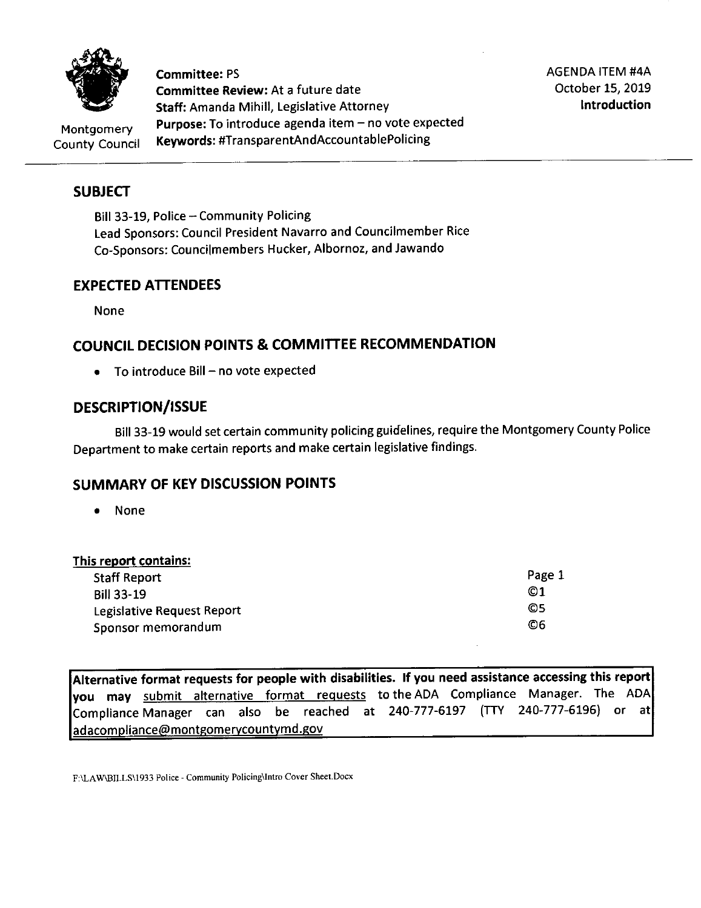Montgomery County Council

**Committee:** PS
**Committee Review:** At a future date
**Staff:** Amanda Mihill, Legislative Attorney
**Purpose:** To introduce agenda item – no vote expected
**Keywords:** #TransparentAndAccountablePolicing

AGENDA ITEM #4A
October 15, 2019
**Introduction**

## SUBJECT

Bill 33-19, Police – Community Policing
Lead Sponsors: Council President Navarro and Councilmember Rice
Co-Sponsors: Councilmembers Hucker, Albornoz, and Jawando

## EXPECTED ATTENDEES

None

## COUNCIL DECISION POINTS & COMMITTEE RECOMMENDATION

- To introduce Bill – no vote expected

## DESCRIPTION/ISSUE

Bill 33-19 would set certain community policing guidelines, require the Montgomery County Police Department to make certain reports and make certain legislative findings.

## SUMMARY OF KEY DISCUSSION POINTS

- None

**This report contains:**

| | |
|---|---|
| Staff Report | Page 1 |
| Bill 33-19 | ©1 |
| Legislative Request Report | ©5 |
| Sponsor memorandum | ©6 |

**Alternative format requests for people with disabilities. If you need assistance accessing this report you may** submit alternative format requests to the ADA Compliance Manager. The ADA Compliance Manager can also be reached at 240-777-6197 (TTY 240-777-6196) or at adacompliance@montgomerycountymd.gov

F:\LAW\BILLS\1933 Police - Community Policing\Intro Cover Sheet.Docx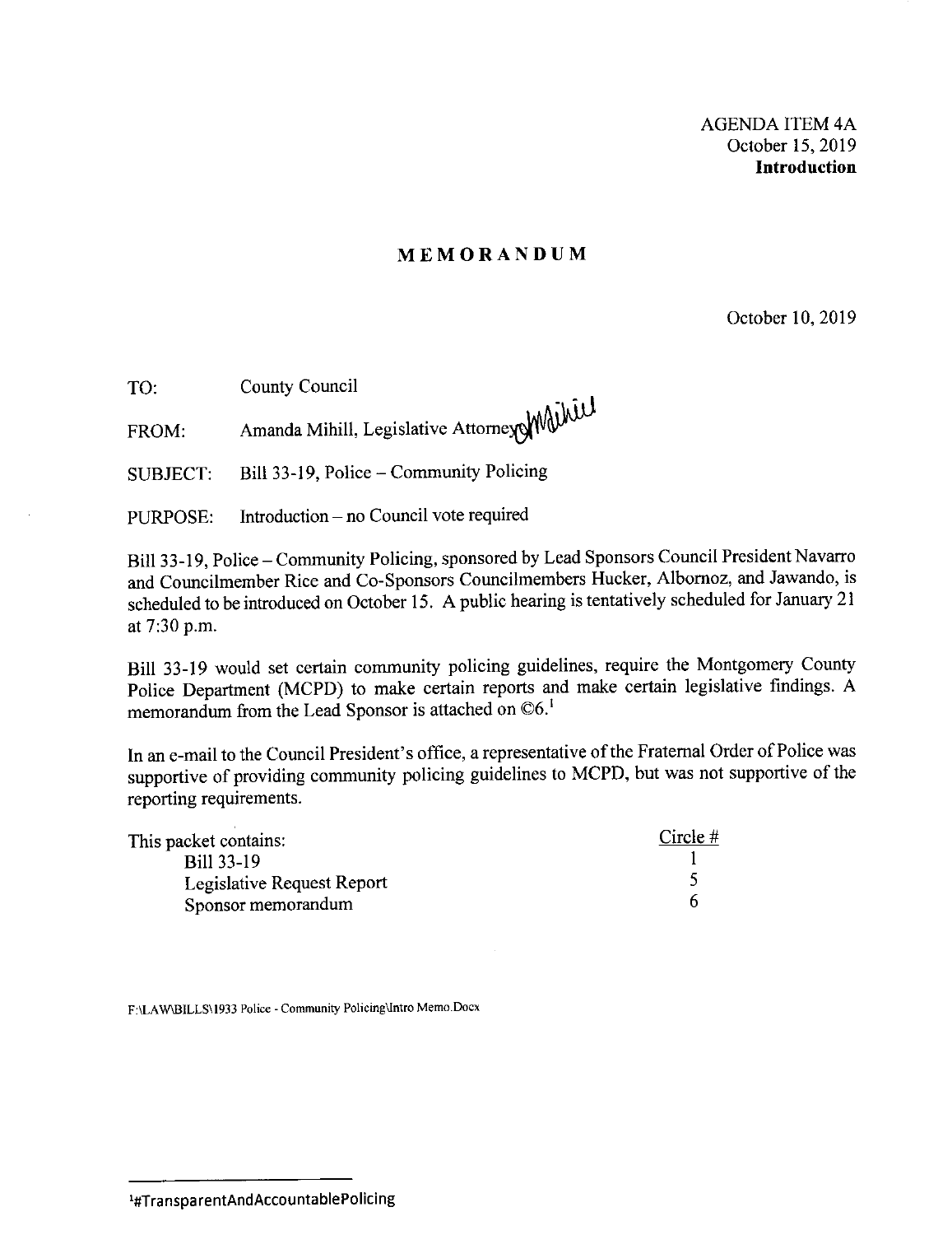AGENDA ITEM 4A
October 15, 2019
**Introduction**

# MEMORANDUM

October 10, 2019

TO: County Council

FROM: Amanda Mihill, Legislative Attorney

SUBJECT: Bill 33-19, Police – Community Policing

PURPOSE: Introduction – no Council vote required

Bill 33-19, Police – Community Policing, sponsored by Lead Sponsors Council President Navarro and Councilmember Rice and Co-Sponsors Councilmembers Hucker, Albornoz, and Jawando, is scheduled to be introduced on October 15. A public hearing is tentatively scheduled for January 21 at 7:30 p.m.

Bill 33-19 would set certain community policing guidelines, require the Montgomery County Police Department (MCPD) to make certain reports and make certain legislative findings. A memorandum from the Lead Sponsor is attached on ©6.[1]

In an e-mail to the Council President's office, a representative of the Fraternal Order of Police was supportive of providing community policing guidelines to MCPD, but was not supportive of the reporting requirements.

| This packet contains: | Circle # |
| --- | --- |
| Bill 33-19 | 1 |
| Legislative Request Report | 5 |
| Sponsor memorandum | 6 |

F:\LAW\BILLS\1933 Police - Community Policing\Intro Memo.Docx

[1]#TransparentAndAccountablePolicing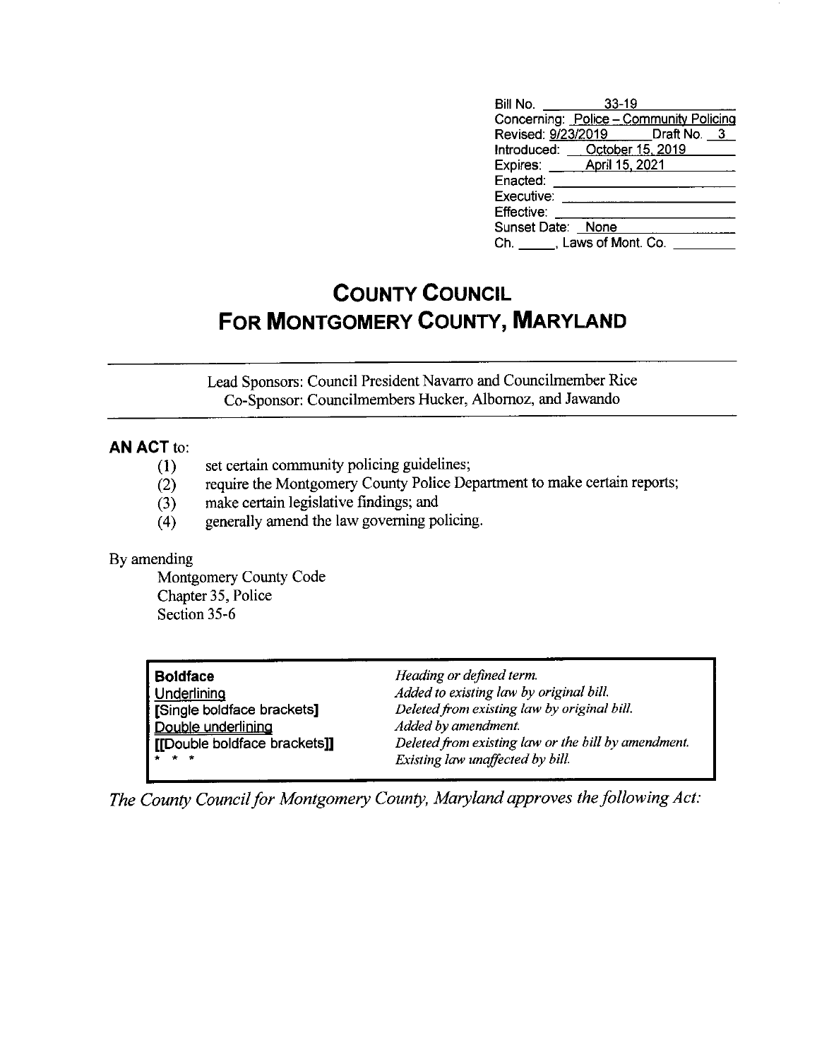| | |
|---|---|
| Bill No. | 33-19 |
| Concerning: | Police – Community Policing |
| Revised: 9/23/2019 | Draft No. 3 |
| Introduced: | October 15, 2019 |
| Expires: | April 15, 2021 |
| Enacted: | |
| Executive: | |
| Effective: | |
| Sunset Date: | None |
| Ch. ____, Laws of Mont. Co. | |

# COUNTY COUNCIL FOR MONTGOMERY COUNTY, MARYLAND

Lead Sponsors: Council President Navarro and Councilmember Rice
Co-Sponsor: Councilmembers Hucker, Albornoz, and Jawando

**AN ACT** to:

(1) set certain community policing guidelines;
(2) require the Montgomery County Police Department to make certain reports;
(3) make certain legislative findings; and
(4) generally amend the law governing policing.

By amending
Montgomery County Code
Chapter 35, Police
Section 35-6

| | |
|---|---|
| **Boldface** | *Heading or defined term.* |
| Underlining | *Added to existing law by original bill.* |
| **[Single boldface brackets]** | *Deleted from existing law by original bill.* |
| Double underlining | *Added by amendment.* |
| **[[Double boldface brackets]]** | *Deleted from existing law or the bill by amendment.* |
| \* \* \* | *Existing law unaffected by bill.* |

*The County Council for Montgomery County, Maryland approves the following Act:*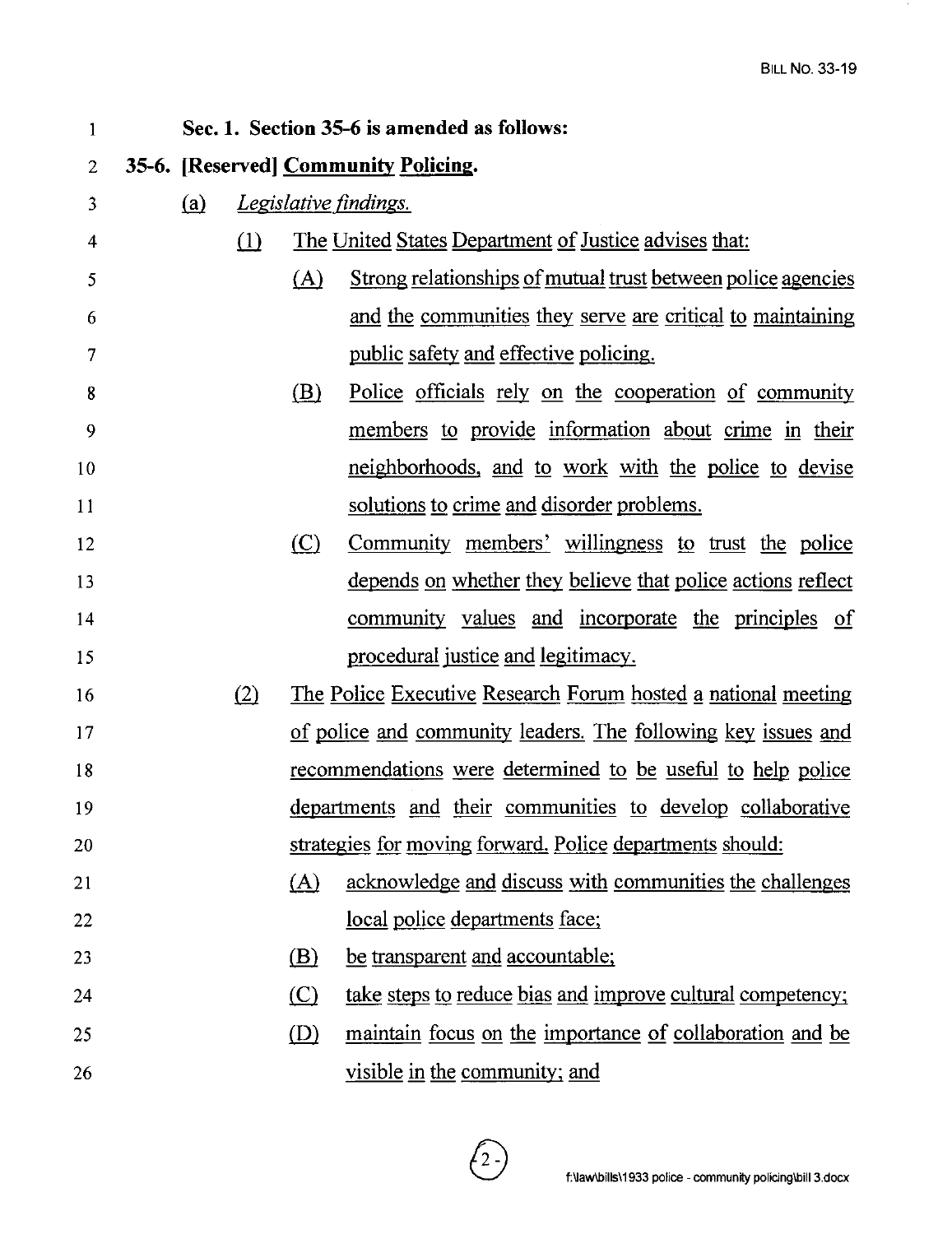**Sec. 1. Section 35-6 is amended as follows:**

**35-6. [Reserved] Community Policing.**

(a) *Legislative findings.*

(1) The United States Department of Justice advises that:

(A) Strong relationships of mutual trust between police agencies and the communities they serve are critical to maintaining public safety and effective policing.

(B) Police officials rely on the cooperation of community members to provide information about crime in their neighborhoods, and to work with the police to devise solutions to crime and disorder problems.

(C) Community members' willingness to trust the police depends on whether they believe that police actions reflect community values and incorporate the principles of procedural justice and legitimacy.

(2) The Police Executive Research Forum hosted a national meeting of police and community leaders. The following key issues and recommendations were determined to be useful to help police departments and their communities to develop collaborative strategies for moving forward. Police departments should:

(A) acknowledge and discuss with communities the challenges local police departments face;

(B) be transparent and accountable;

(C) take steps to reduce bias and improve cultural competency;

(D) maintain focus on the importance of collaboration and be visible in the community; and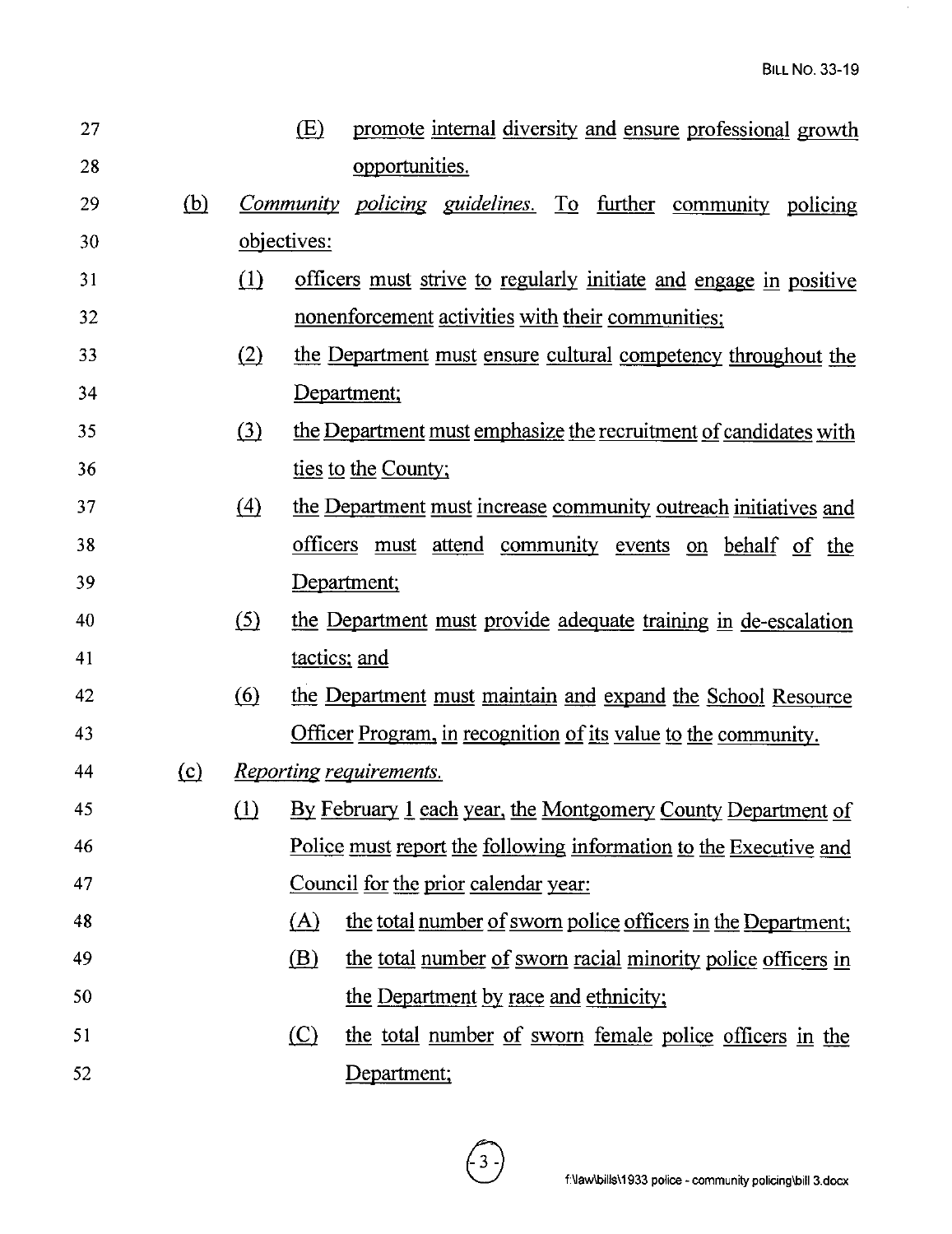(E) promote internal diversity and ensure professional growth opportunities.

(b) *Community policing guidelines.* To further community policing objectives:

(1) officers must strive to regularly initiate and engage in positive nonenforcement activities with their communities;

(2) the Department must ensure cultural competency throughout the Department;

(3) the Department must emphasize the recruitment of candidates with ties to the County;

(4) the Department must increase community outreach initiatives and officers must attend community events on behalf of the Department;

(5) the Department must provide adequate training in de-escalation tactics; and

(6) the Department must maintain and expand the School Resource Officer Program, in recognition of its value to the community.

(c) *Reporting requirements.*

(1) By February 1 each year, the Montgomery County Department of Police must report the following information to the Executive and Council for the prior calendar year:

(A) the total number of sworn police officers in the Department;

(B) the total number of sworn racial minority police officers in the Department by race and ethnicity;

(C) the total number of sworn female police officers in the Department;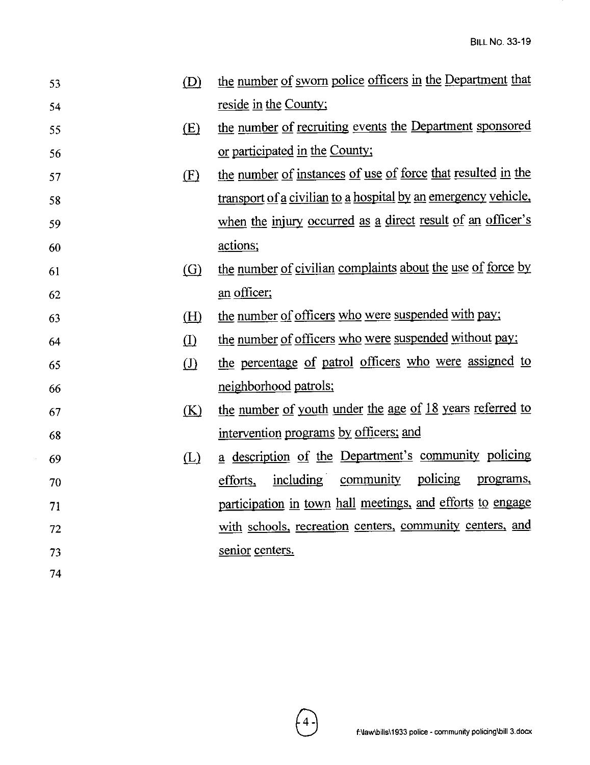(D) the number of sworn police officers in the Department that reside in the County;

(E) the number of recruiting events the Department sponsored or participated in the County;

(F) the number of instances of use of force that resulted in the transport of a civilian to a hospital by an emergency vehicle, when the injury occurred as a direct result of an officer's actions;

(G) the number of civilian complaints about the use of force by an officer;

(H) the number of officers who were suspended with pay;

(I) the number of officers who were suspended without pay;

(J) the percentage of patrol officers who were assigned to neighborhood patrols;

(K) the number of youth under the age of 18 years referred to intervention programs by officers; and

(L) a description of the Department's community policing efforts, including community policing programs, participation in town hall meetings, and efforts to engage with schools, recreation centers, community centers, and senior centers.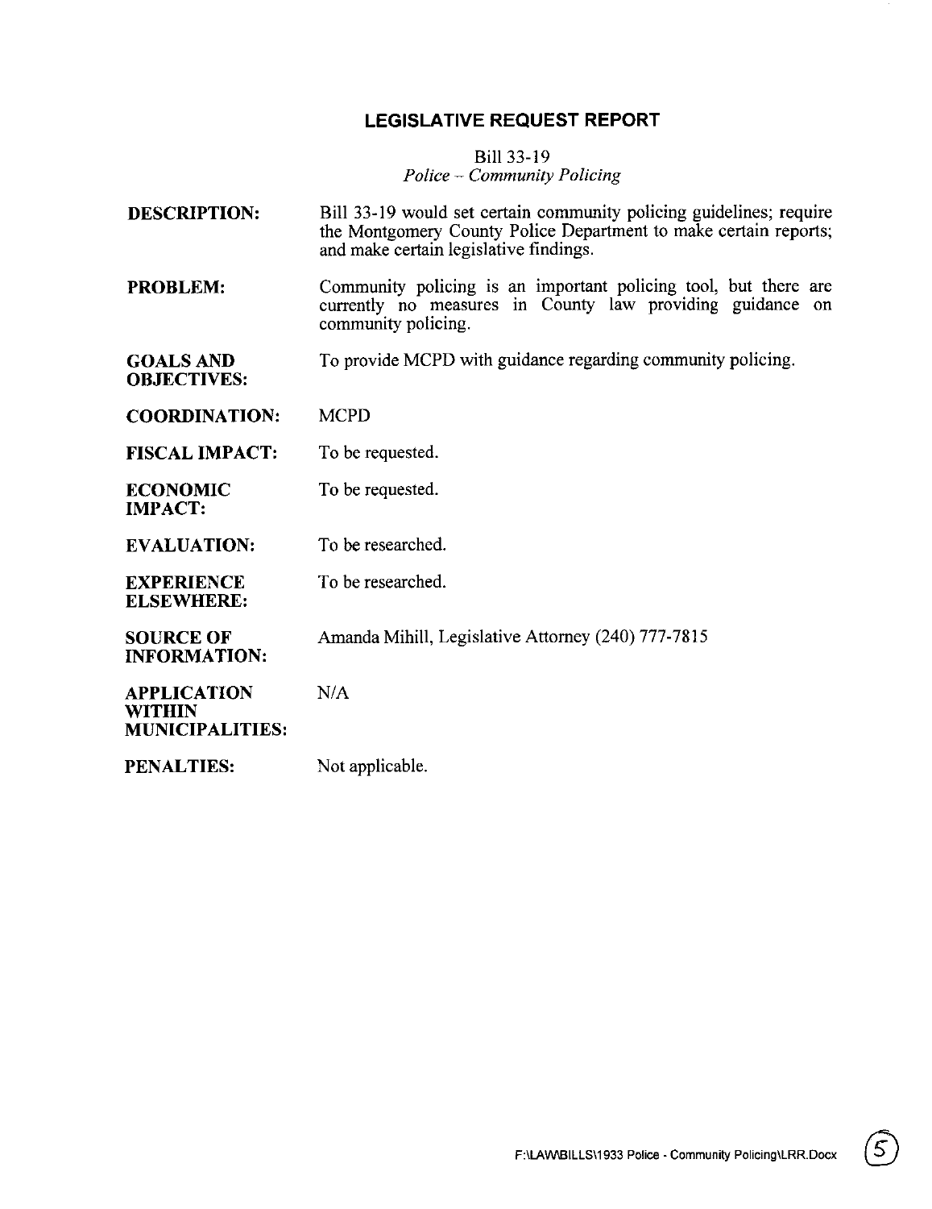# LEGISLATIVE REQUEST REPORT

Bill 33-19
*Police – Community Policing*

**DESCRIPTION:** Bill 33-19 would set certain community policing guidelines; require the Montgomery County Police Department to make certain reports; and make certain legislative findings.

**PROBLEM:** Community policing is an important policing tool, but there are currently no measures in County law providing guidance on community policing.

**GOALS AND OBJECTIVES:** To provide MCPD with guidance regarding community policing.

**COORDINATION:** MCPD

**FISCAL IMPACT:** To be requested.

**ECONOMIC IMPACT:** To be requested.

**EVALUATION:** To be researched.

**EXPERIENCE ELSEWHERE:** To be researched.

**SOURCE OF INFORMATION:** Amanda Mihill, Legislative Attorney (240) 777-7815

**APPLICATION WITHIN MUNICIPALITIES:** N/A

**PENALTIES:** Not applicable.

F:\LAW\BILLS\1933 Police - Community Policing\LRR.Docx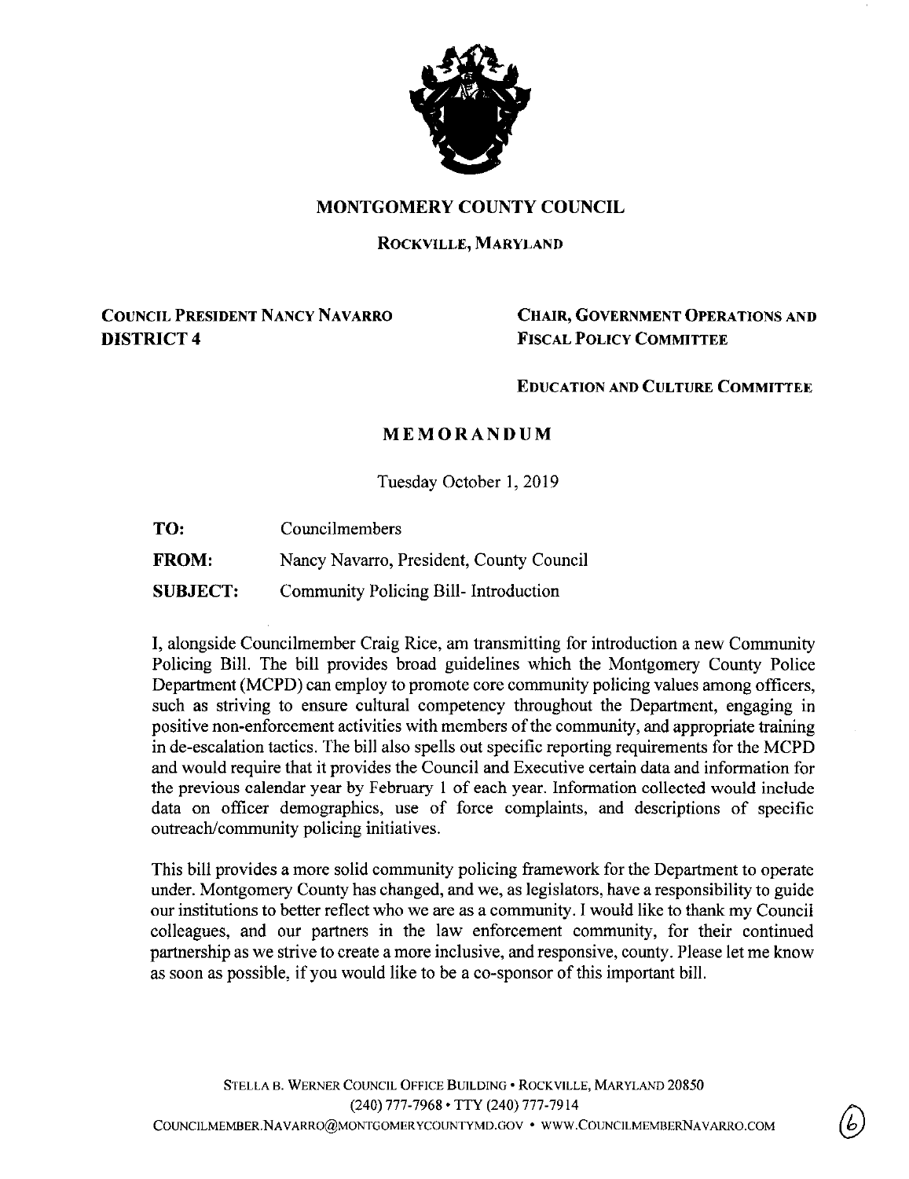# MONTGOMERY COUNTY COUNCIL

ROCKVILLE, MARYLAND

**COUNCIL PRESIDENT NANCY NAVARRO**
**DISTRICT 4**

**CHAIR, GOVERNMENT OPERATIONS AND FISCAL POLICY COMMITTEE**

**EDUCATION AND CULTURE COMMITTEE**

## MEMORANDUM

Tuesday October 1, 2019

**TO:** Councilmembers

**FROM:** Nancy Navarro, President, County Council

**SUBJECT:** Community Policing Bill- Introduction

I, alongside Councilmember Craig Rice, am transmitting for introduction a new Community Policing Bill. The bill provides broad guidelines which the Montgomery County Police Department (MCPD) can employ to promote core community policing values among officers, such as striving to ensure cultural competency throughout the Department, engaging in positive non-enforcement activities with members of the community, and appropriate training in de-escalation tactics. The bill also spells out specific reporting requirements for the MCPD and would require that it provides the Council and Executive certain data and information for the previous calendar year by February 1 of each year. Information collected would include data on officer demographics, use of force complaints, and descriptions of specific outreach/community policing initiatives.

This bill provides a more solid community policing framework for the Department to operate under. Montgomery County has changed, and we, as legislators, have a responsibility to guide our institutions to better reflect who we are as a community. I would like to thank my Council colleagues, and our partners in the law enforcement community, for their continued partnership as we strive to create a more inclusive, and responsive, county. Please let me know as soon as possible, if you would like to be a co-sponsor of this important bill.

STELLA B. WERNER COUNCIL OFFICE BUILDING • ROCKVILLE, MARYLAND 20850
(240) 777-7968 • TTY (240) 777-7914
COUNCILMEMBER.NAVARRO@MONTGOMERYCOUNTYMD.GOV • WWW.COUNCILMEMBERNAVARRO.COM